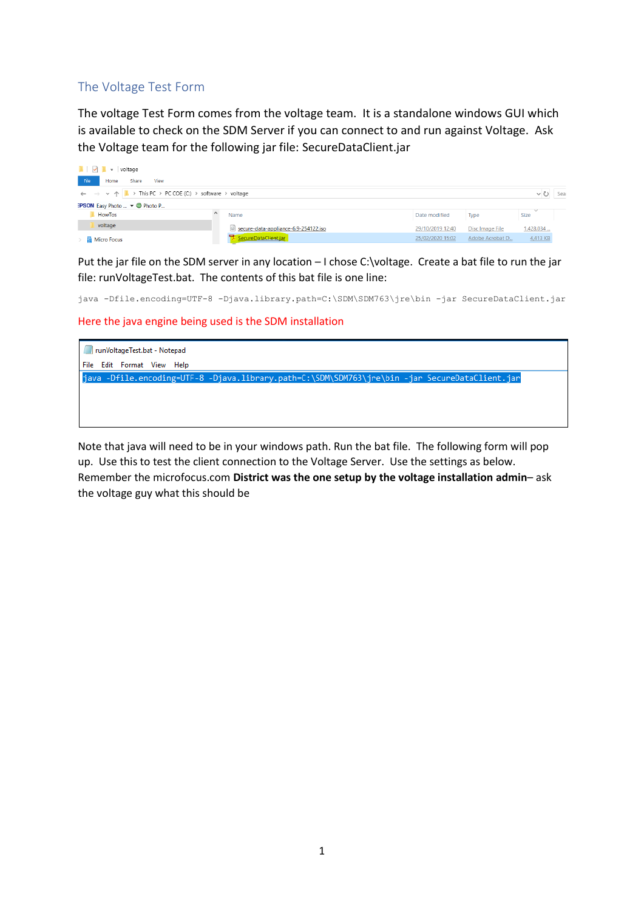## The Voltage Test Form

The voltage Test Form comes from the voltage team. It is a standalone windows GUI which is available to check on the SDM Server if you can connect to and run against Voltage. Ask the Voltage team for the following jar file: SecureDataClient.jar

Put the jar file on the SDM server in any location – I chose C:\voltage. Create a bat file to run the jar file: runVoltageTest.bat. The contents of this bat file is one line:

```
java -Dfile.encoding=UTF-8 -Djava.library.path=C:\SDM\SDM763\jre\bin -jar SecureDataClient.jar
```

Here the java engine being used is the SDM installation

Note that java will need to be in your windows path. Run the bat file. The following form will pop up. Use this to test the client connection to the Voltage Server. Use the settings as below. Remember the microfocus.com **District was the one setup by the voltage installation admin**– ask the voltage guy what this should be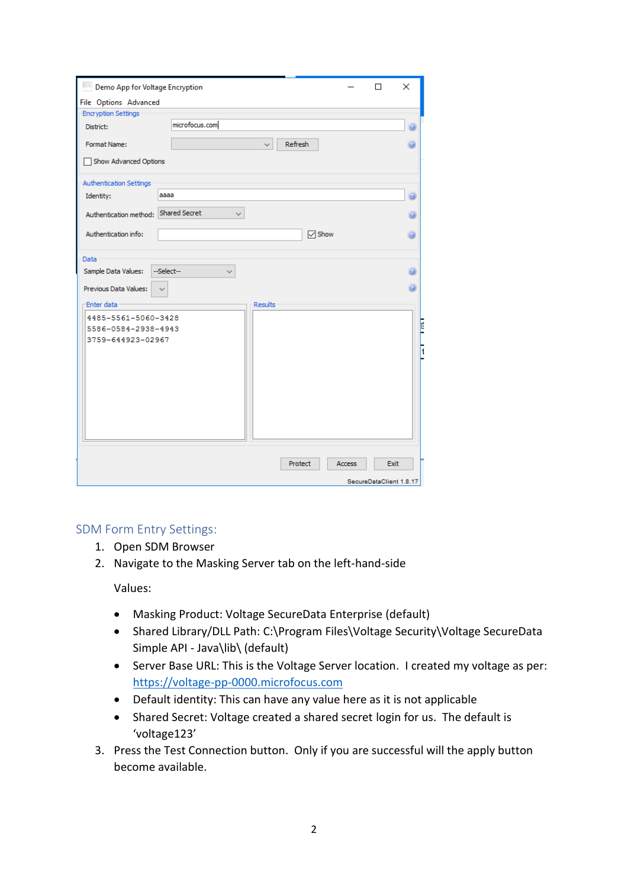## SDM Form Entry Settings:

1. Open SDM Browser
2. Navigate to the Masking Server tab on the left-hand-side

   Values:

   - Masking Product: Voltage SecureData Enterprise (default)
   - Shared Library/DLL Path: C:\Program Files\Voltage Security\Voltage SecureData Simple API - Java\lib\ (default)
   - Server Base URL: This is the Voltage Server location. I created my voltage as per: https://voltage-pp-0000.microfocus.com
   - Default identity: This can have any value here as it is not applicable
   - Shared Secret: Voltage created a shared secret login for us. The default is 'voltage123'

3. Press the Test Connection button. Only if you are successful will the apply button become available.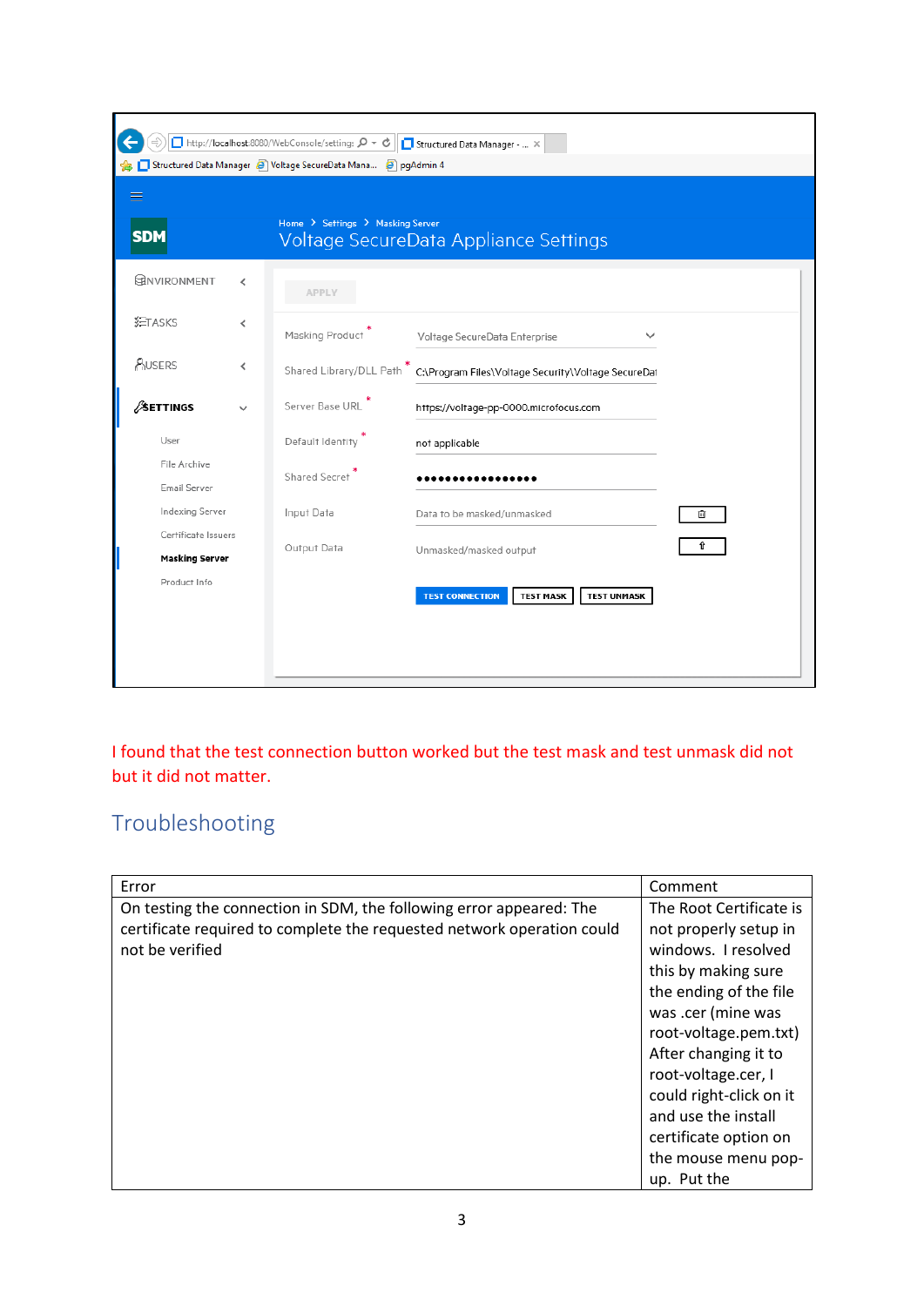I found that the test connection button worked but the test mask and test unmask did not but it did not matter.

## Troubleshooting

| Error | Comment |
| --- | --- |
| On testing the connection in SDM, the following error appeared: The certificate required to complete the requested network operation could not be verified | The Root Certificate is not properly setup in windows. I resolved this by making sure the ending of the file was .cer (mine was root-voltage.pem.txt) After changing it to root-voltage.cer, I could right-click on it and use the install certificate option on the mouse menu pop-up. Put the |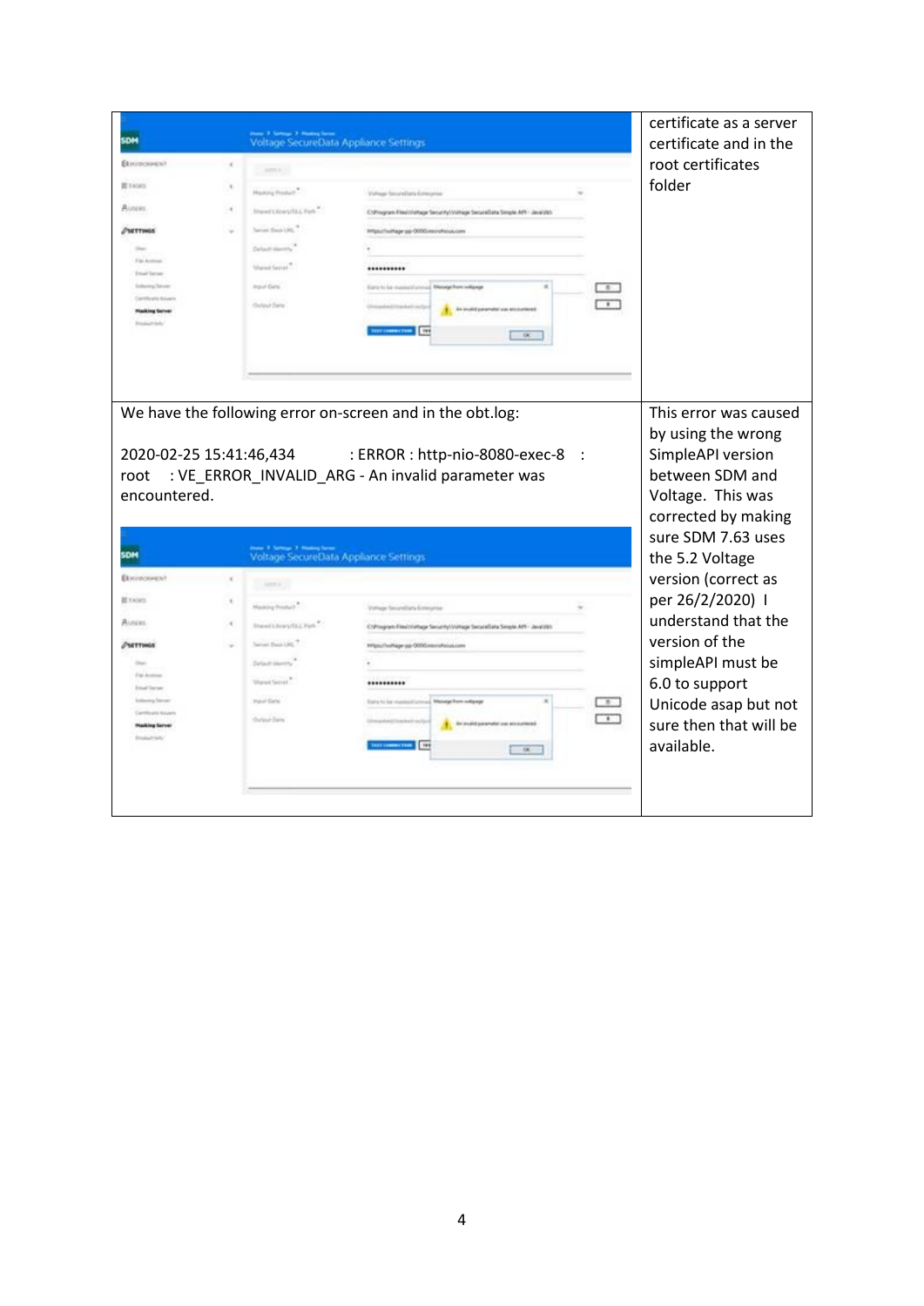| | |
|---|---|
| | certificate as a server certificate and in the root certificates folder |
| We have the following error on-screen and in the obt.log:<br><br>2020-02-25 15:41:46,434 : ERROR : http-nio-8080-exec-8 : root : VE_ERROR_INVALID_ARG - An invalid parameter was encountered. | This error was caused by using the wrong SimpleAPI version between SDM and Voltage. This was corrected by making sure SDM 7.63 uses the 5.2 Voltage version (correct as per 26/2/2020) I understand that the version of the simpleAPI must be 6.0 to support Unicode asap but not sure then that will be available. |